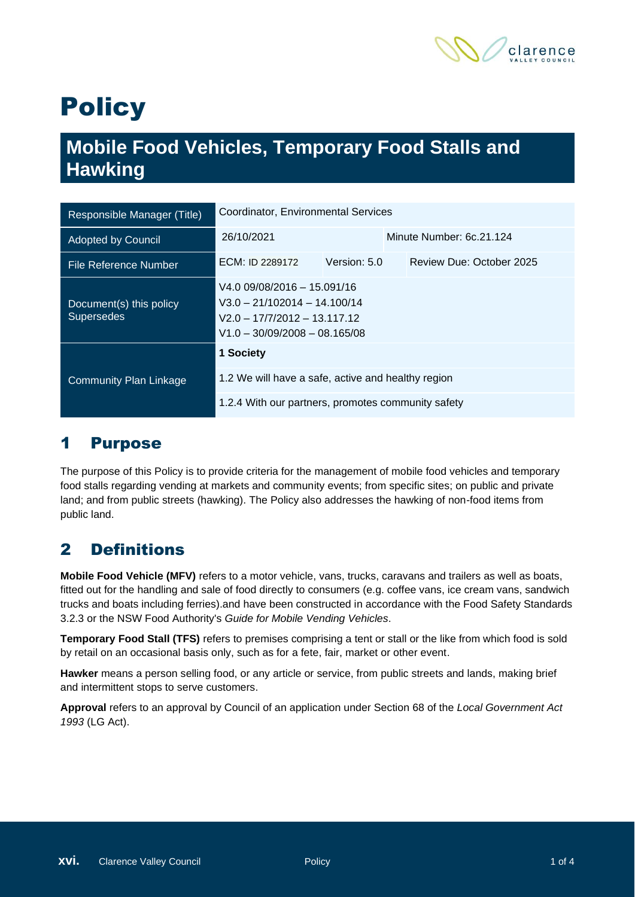# Policy

## Mobile Food Vehicles, Temporary Food Stalls and Hawking

| | | | |
|---|---|---|---|
| Responsible Manager (Title) | Coordinator, Environmental Services | | |
| Adopted by Council | 26/10/2021 | Minute Number: 6c.21.124 | |
| File Reference Number | ECM: ID 2289172 | Version: 5.0 | Review Due: October 2025 |
| Document(s) this policy Supersedes | V4.0 09/08/2016 – 15.091/16<br>V3.0 – 21/102014 – 14.100/14<br>V2.0 – 17/7/2012 – 13.117.12<br>V1.0 – 30/09/2008 – 08.165/08 | | |
| Community Plan Linkage | **1 Society** | | |
| | 1.2 We will have a safe, active and healthy region | | |
| | 1.2.4 With our partners, promotes community safety | | |

## 1 Purpose

The purpose of this Policy is to provide criteria for the management of mobile food vehicles and temporary food stalls regarding vending at markets and community events; from specific sites; on public and private land; and from public streets (hawking). The Policy also addresses the hawking of non-food items from public land.

## 2 Definitions

**Mobile Food Vehicle (MFV)** refers to a motor vehicle, vans, trucks, caravans and trailers as well as boats, fitted out for the handling and sale of food directly to consumers (e.g. coffee vans, ice cream vans, sandwich trucks and boats including ferries).and have been constructed in accordance with the Food Safety Standards 3.2.3 or the NSW Food Authority's *Guide for Mobile Vending Vehicles*.

**Temporary Food Stall (TFS)** refers to premises comprising a tent or stall or the like from which food is sold by retail on an occasional basis only, such as for a fete, fair, market or other event.

**Hawker** means a person selling food, or any article or service, from public streets and lands, making brief and intermittent stops to serve customers.

**Approval** refers to an approval by Council of an application under Section 68 of the *Local Government Act 1993* (LG Act).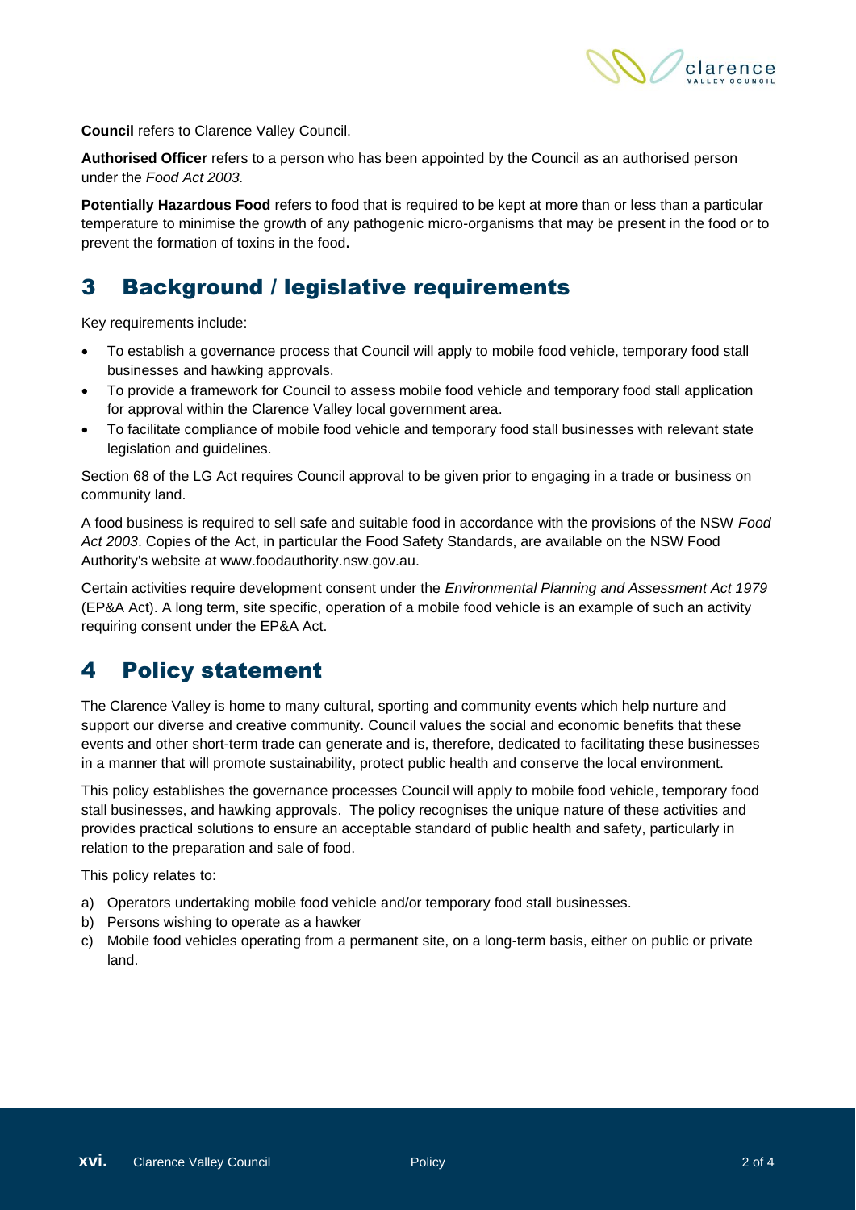**Council** refers to Clarence Valley Council.

**Authorised Officer** refers to a person who has been appointed by the Council as an authorised person under the *Food Act 2003.*

**Potentially Hazardous Food** refers to food that is required to be kept at more than or less than a particular temperature to minimise the growth of any pathogenic micro-organisms that may be present in the food or to prevent the formation of toxins in the food**.**

# 3 Background / legislative requirements

Key requirements include:

- To establish a governance process that Council will apply to mobile food vehicle, temporary food stall businesses and hawking approvals.
- To provide a framework for Council to assess mobile food vehicle and temporary food stall application for approval within the Clarence Valley local government area.
- To facilitate compliance of mobile food vehicle and temporary food stall businesses with relevant state legislation and guidelines.

Section 68 of the LG Act requires Council approval to be given prior to engaging in a trade or business on community land.

A food business is required to sell safe and suitable food in accordance with the provisions of the NSW *Food Act 2003*. Copies of the Act, in particular the Food Safety Standards, are available on the NSW Food Authority's website at www.foodauthority.nsw.gov.au.

Certain activities require development consent under the *Environmental Planning and Assessment Act 1979* (EP&A Act). A long term, site specific, operation of a mobile food vehicle is an example of such an activity requiring consent under the EP&A Act.

# 4 Policy statement

The Clarence Valley is home to many cultural, sporting and community events which help nurture and support our diverse and creative community. Council values the social and economic benefits that these events and other short-term trade can generate and is, therefore, dedicated to facilitating these businesses in a manner that will promote sustainability, protect public health and conserve the local environment.

This policy establishes the governance processes Council will apply to mobile food vehicle, temporary food stall businesses, and hawking approvals. The policy recognises the unique nature of these activities and provides practical solutions to ensure an acceptable standard of public health and safety, particularly in relation to the preparation and sale of food.

This policy relates to:

a) Operators undertaking mobile food vehicle and/or temporary food stall businesses.
b) Persons wishing to operate as a hawker
c) Mobile food vehicles operating from a permanent site, on a long-term basis, either on public or private land.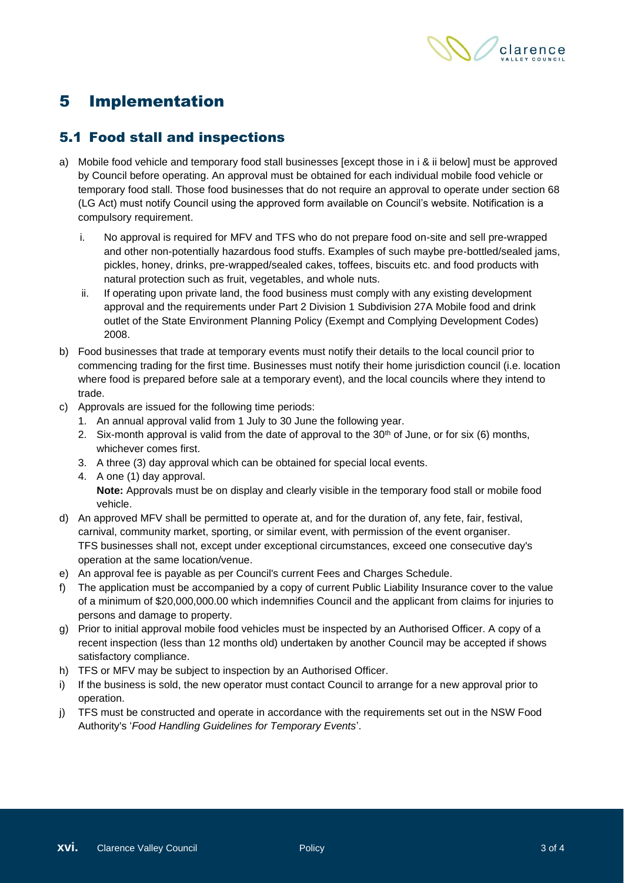# 5 Implementation

## 5.1 Food stall and inspections

a) Mobile food vehicle and temporary food stall businesses [except those in i & ii below] must be approved by Council before operating. An approval must be obtained for each individual mobile food vehicle or temporary food stall. Those food businesses that do not require an approval to operate under section 68 (LG Act) must notify Council using the approved form available on Council's website. Notification is a compulsory requirement.

   i. No approval is required for MFV and TFS who do not prepare food on-site and sell pre-wrapped and other non-potentially hazardous food stuffs. Examples of such maybe pre-bottled/sealed jams, pickles, honey, drinks, pre-wrapped/sealed cakes, toffees, biscuits etc. and food products with natural protection such as fruit, vegetables, and whole nuts.

   ii. If operating upon private land, the food business must comply with any existing development approval and the requirements under Part 2 Division 1 Subdivision 27A Mobile food and drink outlet of the State Environment Planning Policy (Exempt and Complying Development Codes) 2008.

b) Food businesses that trade at temporary events must notify their details to the local council prior to commencing trading for the first time. Businesses must notify their home jurisdiction council (i.e. location where food is prepared before sale at a temporary event), and the local councils where they intend to trade.

c) Approvals are issued for the following time periods:

   1. An annual approval valid from 1 July to 30 June the following year.
   2. Six-month approval is valid from the date of approval to the 30th of June, or for six (6) months, whichever comes first.
   3. A three (3) day approval which can be obtained for special local events.
   4. A one (1) day approval.

   **Note:** Approvals must be on display and clearly visible in the temporary food stall or mobile food vehicle.

d) An approved MFV shall be permitted to operate at, and for the duration of, any fete, fair, festival, carnival, community market, sporting, or similar event, with permission of the event organiser. TFS businesses shall not, except under exceptional circumstances, exceed one consecutive day's operation at the same location/venue.

e) An approval fee is payable as per Council's current Fees and Charges Schedule.

f) The application must be accompanied by a copy of current Public Liability Insurance cover to the value of a minimum of $20,000,000.00 which indemnifies Council and the applicant from claims for injuries to persons and damage to property.

g) Prior to initial approval mobile food vehicles must be inspected by an Authorised Officer. A copy of a recent inspection (less than 12 months old) undertaken by another Council may be accepted if shows satisfactory compliance.

h) TFS or MFV may be subject to inspection by an Authorised Officer.

i) If the business is sold, the new operator must contact Council to arrange for a new approval prior to operation.

j) TFS must be constructed and operate in accordance with the requirements set out in the NSW Food Authority's '*Food Handling Guidelines for Temporary Events*'.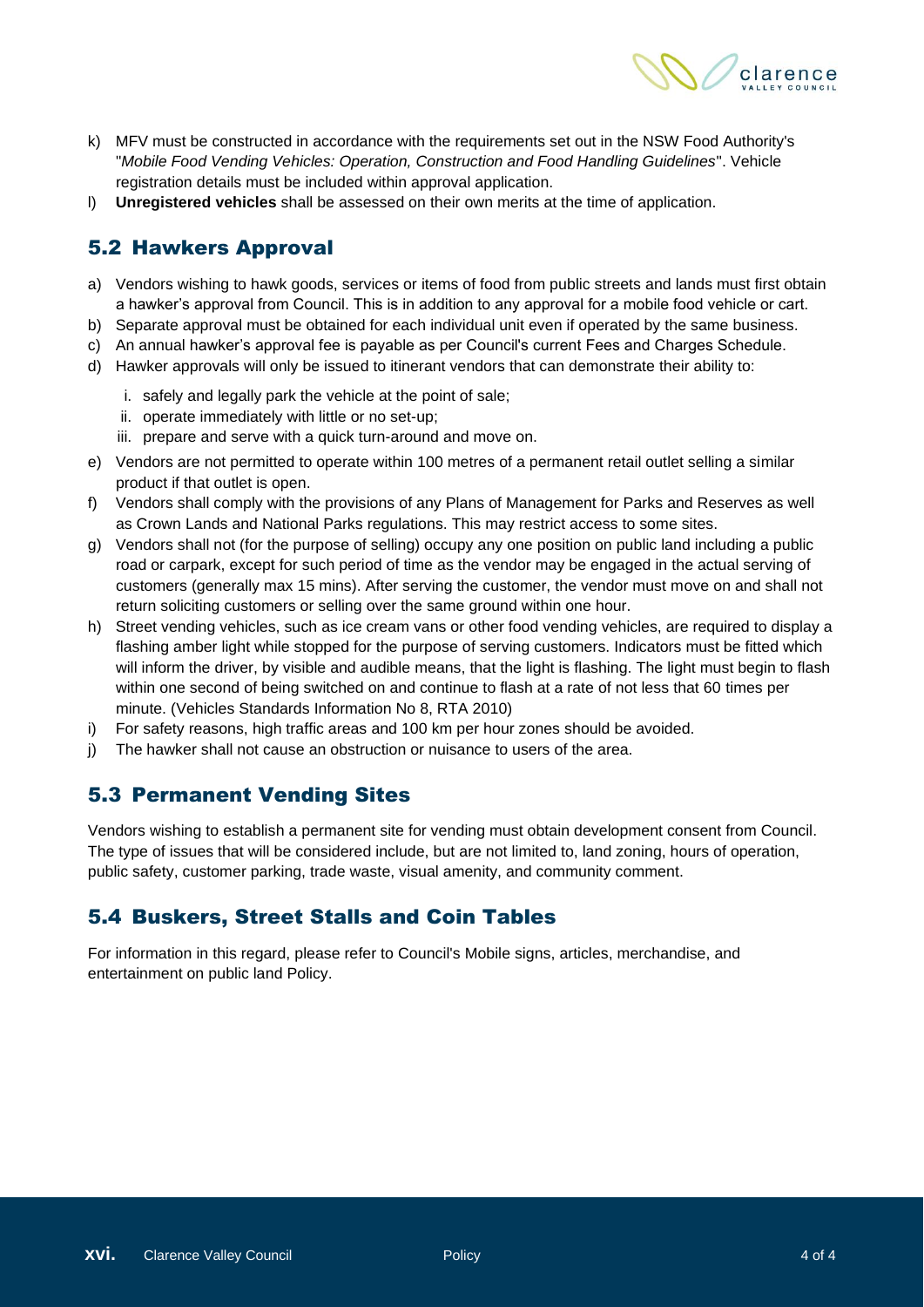k) MFV must be constructed in accordance with the requirements set out in the NSW Food Authority's "*Mobile Food Vending Vehicles: Operation, Construction and Food Handling Guidelines*". Vehicle registration details must be included within approval application.
l) **Unregistered vehicles** shall be assessed on their own merits at the time of application.

## 5.2 Hawkers Approval

a) Vendors wishing to hawk goods, services or items of food from public streets and lands must first obtain a hawker's approval from Council. This is in addition to any approval for a mobile food vehicle or cart.
b) Separate approval must be obtained for each individual unit even if operated by the same business.
c) An annual hawker's approval fee is payable as per Council's current Fees and Charges Schedule.
d) Hawker approvals will only be issued to itinerant vendors that can demonstrate their ability to:
   i. safely and legally park the vehicle at the point of sale;
   ii. operate immediately with little or no set-up;
   iii. prepare and serve with a quick turn-around and move on.
e) Vendors are not permitted to operate within 100 metres of a permanent retail outlet selling a similar product if that outlet is open.
f) Vendors shall comply with the provisions of any Plans of Management for Parks and Reserves as well as Crown Lands and National Parks regulations. This may restrict access to some sites.
g) Vendors shall not (for the purpose of selling) occupy any one position on public land including a public road or carpark, except for such period of time as the vendor may be engaged in the actual serving of customers (generally max 15 mins). After serving the customer, the vendor must move on and shall not return soliciting customers or selling over the same ground within one hour.
h) Street vending vehicles, such as ice cream vans or other food vending vehicles, are required to display a flashing amber light while stopped for the purpose of serving customers. Indicators must be fitted which will inform the driver, by visible and audible means, that the light is flashing. The light must begin to flash within one second of being switched on and continue to flash at a rate of not less that 60 times per minute. (Vehicles Standards Information No 8, RTA 2010)
i) For safety reasons, high traffic areas and 100 km per hour zones should be avoided.
j) The hawker shall not cause an obstruction or nuisance to users of the area.

## 5.3 Permanent Vending Sites

Vendors wishing to establish a permanent site for vending must obtain development consent from Council. The type of issues that will be considered include, but are not limited to, land zoning, hours of operation, public safety, customer parking, trade waste, visual amenity, and community comment.

## 5.4 Buskers, Street Stalls and Coin Tables

For information in this regard, please refer to Council's Mobile signs, articles, merchandise, and entertainment on public land Policy.